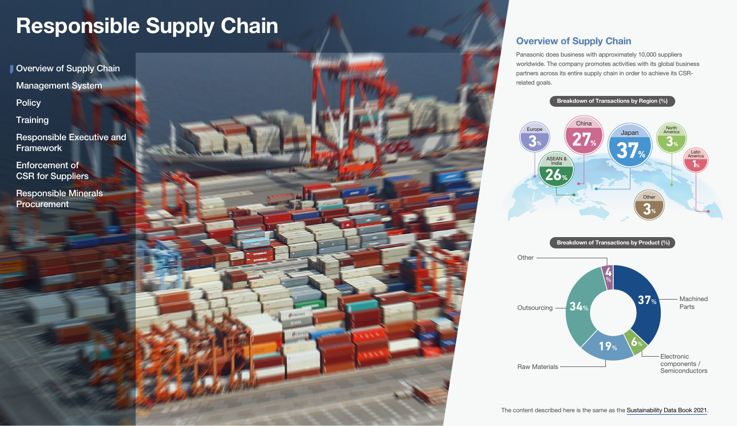# Responsible Supply Chain

- Overview of Supply Chain
- Management System
- Policy
- Training
- Responsible Executive and Framework
- Enforcement of CSR for Suppliers
- Responsible Minerals Procurement

## Overview of Supply Chain

Panasonic does business with approximately 10,000 suppliers worldwide. The company promotes activities with its global business partners across its entire supply chain in order to achieve its CSR-related goals.

**Breakdown of Transactions by Region (%)**

| Region | % |
|---|---|
| Japan | 37% |
| China | 27% |
| ASEAN & India | 26% |
| Europe | 3% |
| North America | 3% |
| Latin America | 1% |
| Other | 3% |

**Breakdown of Transactions by Product (%)**

| Product | % |
|---|---|
| Machined Parts | 37% |
| Outsourcing | 34% |
| Raw Materials | 19% |
| Electronic components / Semiconductors | 6% |
| Other | 4% |

The content described here is the same as the Sustainability Data Book 2021.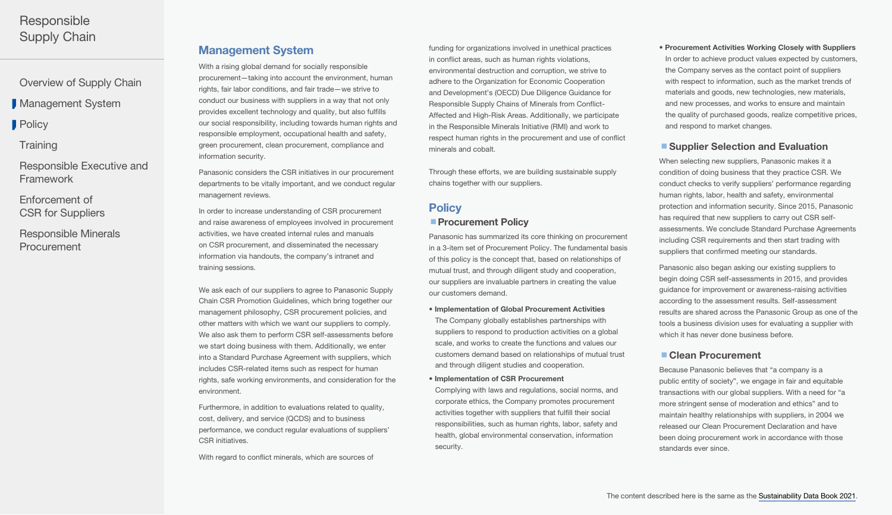## Management System

With a rising global demand for socially responsible procurement—taking into account the environment, human rights, fair labor conditions, and fair trade—we strive to conduct our business with suppliers in a way that not only provides excellent technology and quality, but also fulfills our social responsibility, including towards human rights and responsible employment, occupational health and safety, green procurement, clean procurement, compliance and information security.

Panasonic considers the CSR initiatives in our procurement departments to be vitally important, and we conduct regular management reviews.

In order to increase understanding of CSR procurement and raise awareness of employees involved in procurement activities, we have created internal rules and manuals on CSR procurement, and disseminated the necessary information via handouts, the company's intranet and training sessions.

We ask each of our suppliers to agree to Panasonic Supply Chain CSR Promotion Guidelines, which bring together our management philosophy, CSR procurement policies, and other matters with which we want our suppliers to comply. We also ask them to perform CSR self-assessments before we start doing business with them. Additionally, we enter into a Standard Purchase Agreement with suppliers, which includes CSR-related items such as respect for human rights, safe working environments, and consideration for the environment.

Furthermore, in addition to evaluations related to quality, cost, delivery, and service (QCDS) and to business performance, we conduct regular evaluations of suppliers' CSR initiatives.

With regard to conflict minerals, which are sources of funding for organizations involved in unethical practices in conflict areas, such as human rights violations, environmental destruction and corruption, we strive to adhere to the Organization for Economic Cooperation and Development's (OECD) Due Diligence Guidance for Responsible Supply Chains of Minerals from Conflict-Affected and High-Risk Areas. Additionally, we participate in the Responsible Minerals Initiative (RMI) and work to respect human rights in the procurement and use of conflict minerals and cobalt.

Through these efforts, we are building sustainable supply chains together with our suppliers.

## Policy

### Procurement Policy

Panasonic has summarized its core thinking on procurement in a 3-item set of Procurement Policy. The fundamental basis of this policy is the concept that, based on relationships of mutual trust, and through diligent study and cooperation, our suppliers are invaluable partners in creating the value our customers demand.

- **Implementation of Global Procurement Activities**
  The Company globally establishes partnerships with suppliers to respond to production activities on a global scale, and works to create the functions and values our customers demand based on relationships of mutual trust and through diligent studies and cooperation.
- **Implementation of CSR Procurement**
  Complying with laws and regulations, social norms, and corporate ethics, the Company promotes procurement activities together with suppliers that fulfill their social responsibilities, such as human rights, labor, safety and health, global environmental conservation, information security.
- **Procurement Activities Working Closely with Suppliers**
  In order to achieve product values expected by customers, the Company serves as the contact point of suppliers with respect to information, such as the market trends of materials and goods, new technologies, new materials, and new processes, and works to ensure and maintain the quality of purchased goods, realize competitive prices, and respond to market changes.

### Supplier Selection and Evaluation

When selecting new suppliers, Panasonic makes it a condition of doing business that they practice CSR. We conduct checks to verify suppliers' performance regarding human rights, labor, health and safety, environmental protection and information security. Since 2015, Panasonic has required that new suppliers to carry out CSR self-assessments. We conclude Standard Purchase Agreements including CSR requirements and then start trading with suppliers that confirmed meeting our standards.

Panasonic also began asking our existing suppliers to begin doing CSR self-assessments in 2015, and provides guidance for improvement or awareness-raising activities according to the assessment results. Self-assessment results are shared across the Panasonic Group as one of the tools a business division uses for evaluating a supplier with which it has never done business before.

### Clean Procurement

Because Panasonic believes that "a company is a public entity of society", we engage in fair and equitable transactions with our global suppliers. With a need for "a more stringent sense of moderation and ethics" and to maintain healthy relationships with suppliers, in 2004 we released our Clean Procurement Declaration and have been doing procurement work in accordance with those standards ever since.

The content described here is the same as the Sustainability Data Book 2021.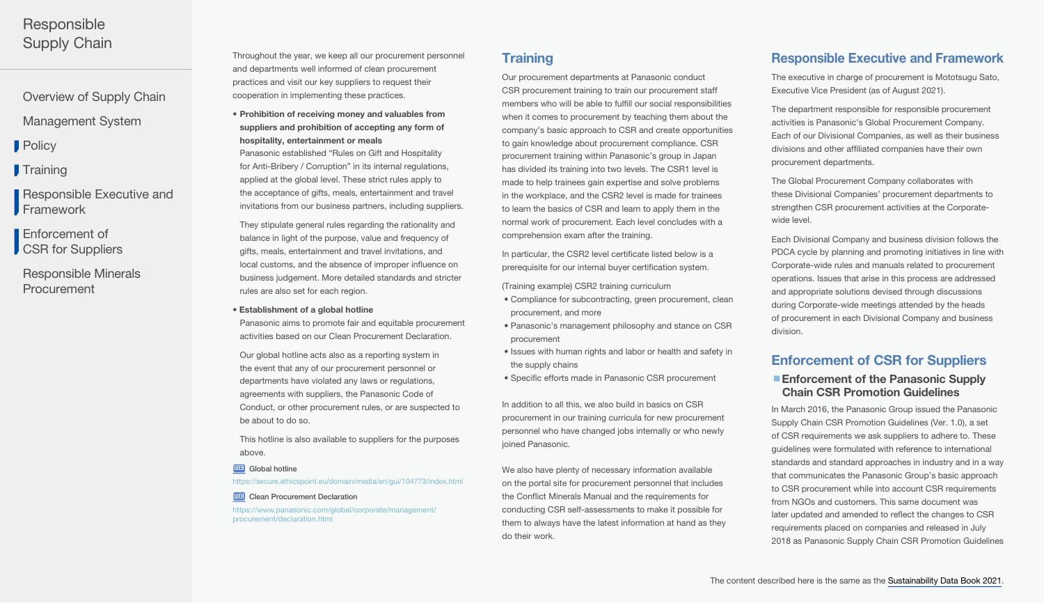Throughout the year, we keep all our procurement personnel and departments well informed of clean procurement practices and visit our key suppliers to request their cooperation in implementing these practices.

- **Prohibition of receiving money and valuables from suppliers and prohibition of accepting any form of hospitality, entertainment or meals**

  Panasonic established "Rules on Gift and Hospitality for Anti-Bribery / Corruption" in its internal regulations, applied at the global level. These strict rules apply to the acceptance of gifts, meals, entertainment and travel invitations from our business partners, including suppliers.

  They stipulate general rules regarding the rationality and balance in light of the purpose, value and frequency of gifts, meals, entertainment and travel invitations, and local customs, and the absence of improper influence on business judgement. More detailed standards and stricter rules are also set for each region.

- **Establishment of a global hotline**

  Panasonic aims to promote fair and equitable procurement activities based on our Clean Procurement Declaration.

  Our global hotline acts also as a reporting system in the event that any of our procurement personnel or departments have violated any laws or regulations, agreements with suppliers, the Panasonic Code of Conduct, or other procurement rules, or are suspected to be about to do so.

  This hotline is also available to suppliers for the purposes above.

WEB Global hotline
https://secure.ethicspoint.eu/domain/media/en/gui/104773/index.html

WEB Clean Procurement Declaration
https://www.panasonic.com/global/corporate/management/procurement/declaration.html

## Training

Our procurement departments at Panasonic conduct CSR procurement training to train our procurement staff members who will be able to fulfill our social responsibilities when it comes to procurement by teaching them about the company's basic approach to CSR and create opportunities to gain knowledge about procurement compliance. CSR procurement training within Panasonic's group in Japan has divided its training into two levels. The CSR1 level is made to help trainees gain expertise and solve problems in the workplace, and the CSR2 level is made for trainees to learn the basics of CSR and learn to apply them in the normal work of procurement. Each level concludes with a comprehension exam after the training.

In particular, the CSR2 level certificate listed below is a prerequisite for our internal buyer certification system.

(Training example) CSR2 training curriculum

- Compliance for subcontracting, green procurement, clean procurement, and more
- Panasonic's management philosophy and stance on CSR procurement
- Issues with human rights and labor or health and safety in the supply chains
- Specific efforts made in Panasonic CSR procurement

In addition to all this, we also build in basics on CSR procurement in our training curricula for new procurement personnel who have changed jobs internally or who newly joined Panasonic.

We also have plenty of necessary information available on the portal site for procurement personnel that includes the Conflict Minerals Manual and the requirements for conducting CSR self-assessments to make it possible for them to always have the latest information at hand as they do their work.

## Responsible Executive and Framework

The executive in charge of procurement is Mototsugu Sato, Executive Vice President (as of August 2021).

The department responsible for responsible procurement activities is Panasonic's Global Procurement Company. Each of our Divisional Companies, as well as their business divisions and other affiliated companies have their own procurement departments.

The Global Procurement Company collaborates with these Divisional Companies' procurement departments to strengthen CSR procurement activities at the Corporate-wide level.

Each Divisional Company and business division follows the PDCA cycle by planning and promoting initiatives in line with Corporate-wide rules and manuals related to procurement operations. Issues that arise in this process are addressed and appropriate solutions devised through discussions during Corporate-wide meetings attended by the heads of procurement in each Divisional Company and business division.

## Enforcement of CSR for Suppliers

### Enforcement of the Panasonic Supply Chain CSR Promotion Guidelines

In March 2016, the Panasonic Group issued the Panasonic Supply Chain CSR Promotion Guidelines (Ver. 1.0), a set of CSR requirements we ask suppliers to adhere to. These guidelines were formulated with reference to international standards and standard approaches in industry and in a way that communicates the Panasonic Group's basic approach to CSR procurement while into account CSR requirements from NGOs and customers. This same document was later updated and amended to reflect the changes to CSR requirements placed on companies and released in July 2018 as Panasonic Supply Chain CSR Promotion Guidelines

The content described here is the same as the Sustainability Data Book 2021.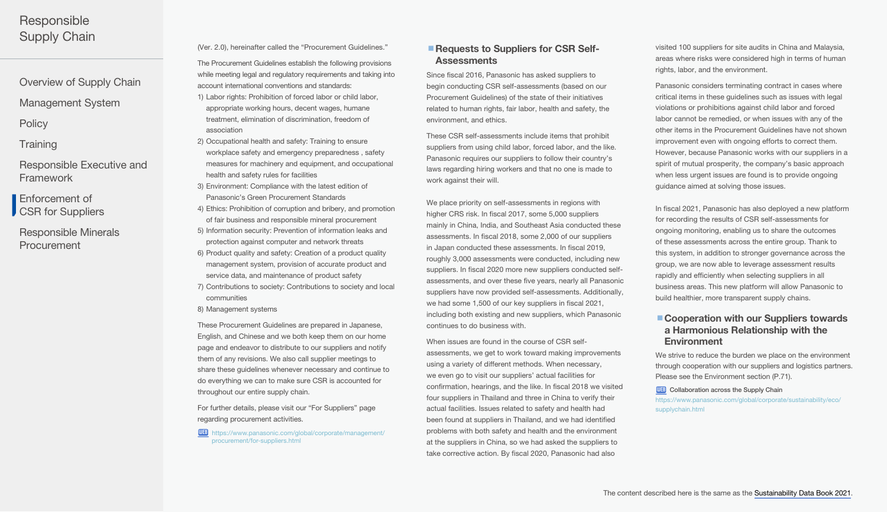(Ver. 2.0), hereinafter called the "Procurement Guidelines."

The Procurement Guidelines establish the following provisions while meeting legal and regulatory requirements and taking into account international conventions and standards:

1) Labor rights: Prohibition of forced labor or child labor, appropriate working hours, decent wages, humane treatment, elimination of discrimination, freedom of association
2) Occupational health and safety: Training to ensure workplace safety and emergency preparedness , safety measures for machinery and equipment, and occupational health and safety rules for facilities
3) Environment: Compliance with the latest edition of Panasonic's Green Procurement Standards
4) Ethics: Prohibition of corruption and bribery, and promotion of fair business and responsible mineral procurement
5) Information security: Prevention of information leaks and protection against computer and network threats
6) Product quality and safety: Creation of a product quality management system, provision of accurate product and service data, and maintenance of product safety
7) Contributions to society: Contributions to society and local communities
8) Management systems

These Procurement Guidelines are prepared in Japanese, English, and Chinese and we both keep them on our home page and endeavor to distribute to our suppliers and notify them of any revisions. We also call supplier meetings to share these guidelines whenever necessary and continue to do everything we can to make sure CSR is accounted for throughout our entire supply chain.

For further details, please visit our "For Suppliers" page regarding procurement activities.

WEB https://www.panasonic.com/global/corporate/management/procurement/for-suppliers.html

## Requests to Suppliers for CSR Self-Assessments

Since fiscal 2016, Panasonic has asked suppliers to begin conducting CSR self-assessments (based on our Procurement Guidelines) of the state of their initiatives related to human rights, fair labor, health and safety, the environment, and ethics.

These CSR self-assessments include items that prohibit suppliers from using child labor, forced labor, and the like. Panasonic requires our suppliers to follow their country's laws regarding hiring workers and that no one is made to work against their will.

We place priority on self-assessments in regions with higher CRS risk. In fiscal 2017, some 5,000 suppliers mainly in China, India, and Southeast Asia conducted these assessments. In fiscal 2018, some 2,000 of our suppliers in Japan conducted these assessments. In fiscal 2019, roughly 3,000 assessments were conducted, including new suppliers. In fiscal 2020 more new suppliers conducted self-assessments, and over these five years, nearly all Panasonic suppliers have now provided self-assessments. Additionally, we had some 1,500 of our key suppliers in fiscal 2021, including both existing and new suppliers, which Panasonic continues to do business with.

When issues are found in the course of CSR self-assessments, we get to work toward making improvements using a variety of different methods. When necessary, we even go to visit our suppliers' actual facilities for confirmation, hearings, and the like. In fiscal 2018 we visited four suppliers in Thailand and three in China to verify their actual facilities. Issues related to safety and health had been found at suppliers in Thailand, and we had identified problems with both safety and health and the environment at the suppliers in China, so we had asked the suppliers to take corrective action. By fiscal 2020, Panasonic had also visited 100 suppliers for site audits in China and Malaysia, areas where risks were considered high in terms of human rights, labor, and the environment.

Panasonic considers terminating contract in cases where critical items in these guidelines such as issues with legal violations or prohibitions against child labor and forced labor cannot be remedied, or when issues with any of the other items in the Procurement Guidelines have not shown improvement even with ongoing efforts to correct them. However, because Panasonic works with our suppliers in a spirit of mutual prosperity, the company's basic approach when less urgent issues are found is to provide ongoing guidance aimed at solving those issues.

In fiscal 2021, Panasonic has also deployed a new platform for recording the results of CSR self-assessments for ongoing monitoring, enabling us to share the outcomes of these assessments across the entire group. Thank to this system, in addition to stronger governance across the group, we are now able to leverage assessment results rapidly and efficiently when selecting suppliers in all business areas. This new platform will allow Panasonic to build healthier, more transparent supply chains.

## Cooperation with our Suppliers towards a Harmonious Relationship with the Environment

We strive to reduce the burden we place on the environment through cooperation with our suppliers and logistics partners. Please see the Environment section (P.71).

WEB Collaboration across the Supply Chain
https://www.panasonic.com/global/corporate/sustainability/eco/supplychain.html

The content described here is the same as the Sustainability Data Book 2021.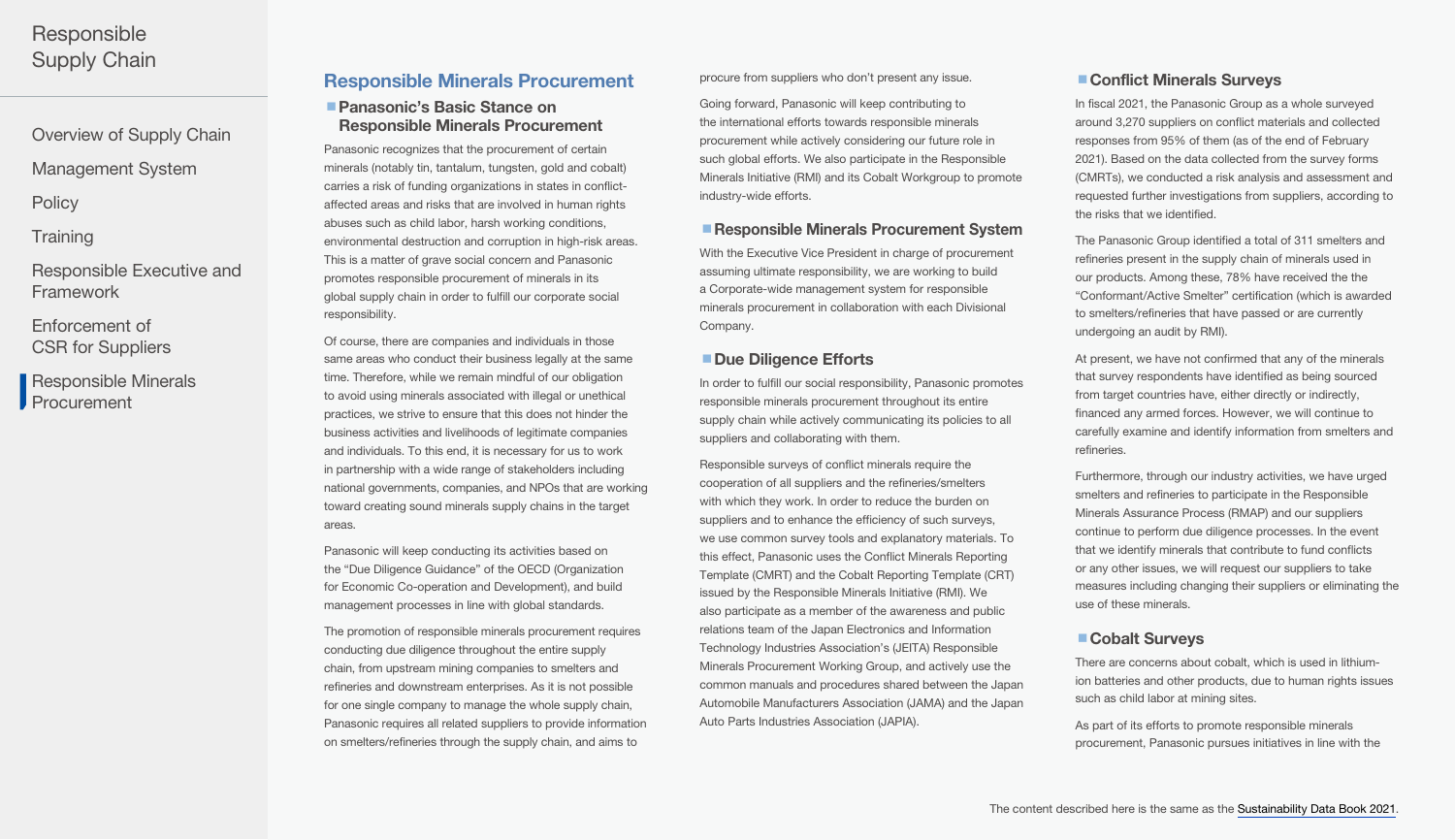## Responsible Minerals Procurement

### Panasonic's Basic Stance on Responsible Minerals Procurement

Panasonic recognizes that the procurement of certain minerals (notably tin, tantalum, tungsten, gold and cobalt) carries a risk of funding organizations in states in conflict-affected areas and risks that are involved in human rights abuses such as child labor, harsh working conditions, environmental destruction and corruption in high-risk areas. This is a matter of grave social concern and Panasonic promotes responsible procurement of minerals in its global supply chain in order to fulfill our corporate social responsibility.

Of course, there are companies and individuals in those same areas who conduct their business legally at the same time. Therefore, while we remain mindful of our obligation to avoid using minerals associated with illegal or unethical practices, we strive to ensure that this does not hinder the business activities and livelihoods of legitimate companies and individuals. To this end, it is necessary for us to work in partnership with a wide range of stakeholders including national governments, companies, and NPOs that are working toward creating sound minerals supply chains in the target areas.

Panasonic will keep conducting its activities based on the "Due Diligence Guidance" of the OECD (Organization for Economic Co-operation and Development), and build management processes in line with global standards.

The promotion of responsible minerals procurement requires conducting due diligence throughout the entire supply chain, from upstream mining companies to smelters and refineries and downstream enterprises. As it is not possible for one single company to manage the whole supply chain, Panasonic requires all related suppliers to provide information on smelters/refineries through the supply chain, and aims to procure from suppliers who don't present any issue.

Going forward, Panasonic will keep contributing to the international efforts towards responsible minerals procurement while actively considering our future role in such global efforts. We also participate in the Responsible Minerals Initiative (RMI) and its Cobalt Workgroup to promote industry-wide efforts.

### Responsible Minerals Procurement System

With the Executive Vice President in charge of procurement assuming ultimate responsibility, we are working to build a Corporate-wide management system for responsible minerals procurement in collaboration with each Divisional Company.

### Due Diligence Efforts

In order to fulfill our social responsibility, Panasonic promotes responsible minerals procurement throughout its entire supply chain while actively communicating its policies to all suppliers and collaborating with them.

Responsible surveys of conflict minerals require the cooperation of all suppliers and the refineries/smelters with which they work. In order to reduce the burden on suppliers and to enhance the efficiency of such surveys, we use common survey tools and explanatory materials. To this effect, Panasonic uses the Conflict Minerals Reporting Template (CMRT) and the Cobalt Reporting Template (CRT) issued by the Responsible Minerals Initiative (RMI). We also participate as a member of the awareness and public relations team of the Japan Electronics and Information Technology Industries Association's (JEITA) Responsible Minerals Procurement Working Group, and actively use the common manuals and procedures shared between the Japan Automobile Manufacturers Association (JAMA) and the Japan Auto Parts Industries Association (JAPIA).

### Conflict Minerals Surveys

In fiscal 2021, the Panasonic Group as a whole surveyed around 3,270 suppliers on conflict materials and collected responses from 95% of them (as of the end of February 2021). Based on the data collected from the survey forms (CMRTs), we conducted a risk analysis and assessment and requested further investigations from suppliers, according to the risks that we identified.

The Panasonic Group identified a total of 311 smelters and refineries present in the supply chain of minerals used in our products. Among these, 78% have received the the "Conformant/Active Smelter" certification (which is awarded to smelters/refineries that have passed or are currently undergoing an audit by RMI).

At present, we have not confirmed that any of the minerals that survey respondents have identified as being sourced from target countries have, either directly or indirectly, financed any armed forces. However, we will continue to carefully examine and identify information from smelters and refineries.

Furthermore, through our industry activities, we have urged smelters and refineries to participate in the Responsible Minerals Assurance Process (RMAP) and our suppliers continue to perform due diligence processes. In the event that we identify minerals that contribute to fund conflicts or any other issues, we will request our suppliers to take measures including changing their suppliers or eliminating the use of these minerals.

### Cobalt Surveys

There are concerns about cobalt, which is used in lithium-ion batteries and other products, due to human rights issues such as child labor at mining sites.

As part of its efforts to promote responsible minerals procurement, Panasonic pursues initiatives in line with the

The content described here is the same as the Sustainability Data Book 2021.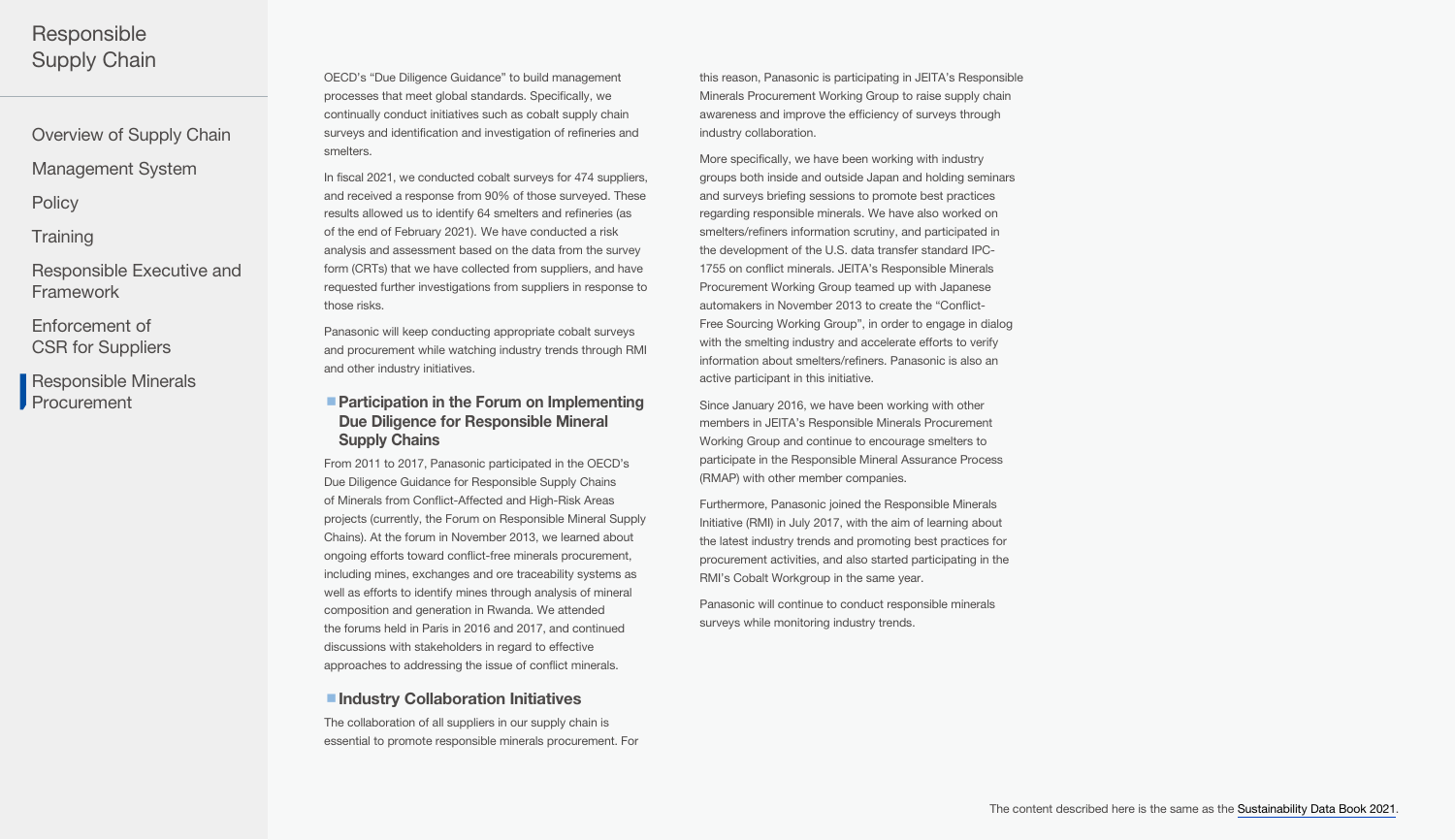OECD's "Due Diligence Guidance" to build management processes that meet global standards. Specifically, we continually conduct initiatives such as cobalt supply chain surveys and identification and investigation of refineries and smelters.

In fiscal 2021, we conducted cobalt surveys for 474 suppliers, and received a response from 90% of those surveyed. These results allowed us to identify 64 smelters and refineries (as of the end of February 2021). We have conducted a risk analysis and assessment based on the data from the survey form (CRTs) that we have collected from suppliers, and have requested further investigations from suppliers in response to those risks.

Panasonic will keep conducting appropriate cobalt surveys and procurement while watching industry trends through RMI and other industry initiatives.

### Participation in the Forum on Implementing Due Diligence for Responsible Mineral Supply Chains

From 2011 to 2017, Panasonic participated in the OECD's Due Diligence Guidance for Responsible Supply Chains of Minerals from Conflict-Affected and High-Risk Areas projects (currently, the Forum on Responsible Mineral Supply Chains). At the forum in November 2013, we learned about ongoing efforts toward conflict-free minerals procurement, including mines, exchanges and ore traceability systems as well as efforts to identify mines through analysis of mineral composition and generation in Rwanda. We attended the forums held in Paris in 2016 and 2017, and continued discussions with stakeholders in regard to effective approaches to addressing the issue of conflict minerals.

### Industry Collaboration Initiatives

The collaboration of all suppliers in our supply chain is essential to promote responsible minerals procurement. For this reason, Panasonic is participating in JEITA's Responsible Minerals Procurement Working Group to raise supply chain awareness and improve the efficiency of surveys through industry collaboration.

More specifically, we have been working with industry groups both inside and outside Japan and holding seminars and surveys briefing sessions to promote best practices regarding responsible minerals. We have also worked on smelters/refiners information scrutiny, and participated in the development of the U.S. data transfer standard IPC-1755 on conflict minerals. JEITA's Responsible Minerals Procurement Working Group teamed up with Japanese automakers in November 2013 to create the "Conflict-Free Sourcing Working Group", in order to engage in dialog with the smelting industry and accelerate efforts to verify information about smelters/refiners. Panasonic is also an active participant in this initiative.

Since January 2016, we have been working with other members in JEITA's Responsible Minerals Procurement Working Group and continue to encourage smelters to participate in the Responsible Mineral Assurance Process (RMAP) with other member companies.

Furthermore, Panasonic joined the Responsible Minerals Initiative (RMI) in July 2017, with the aim of learning about the latest industry trends and promoting best practices for procurement activities, and also started participating in the RMI's Cobalt Workgroup in the same year.

Panasonic will continue to conduct responsible minerals surveys while monitoring industry trends.

The content described here is the same as the Sustainability Data Book 2021.